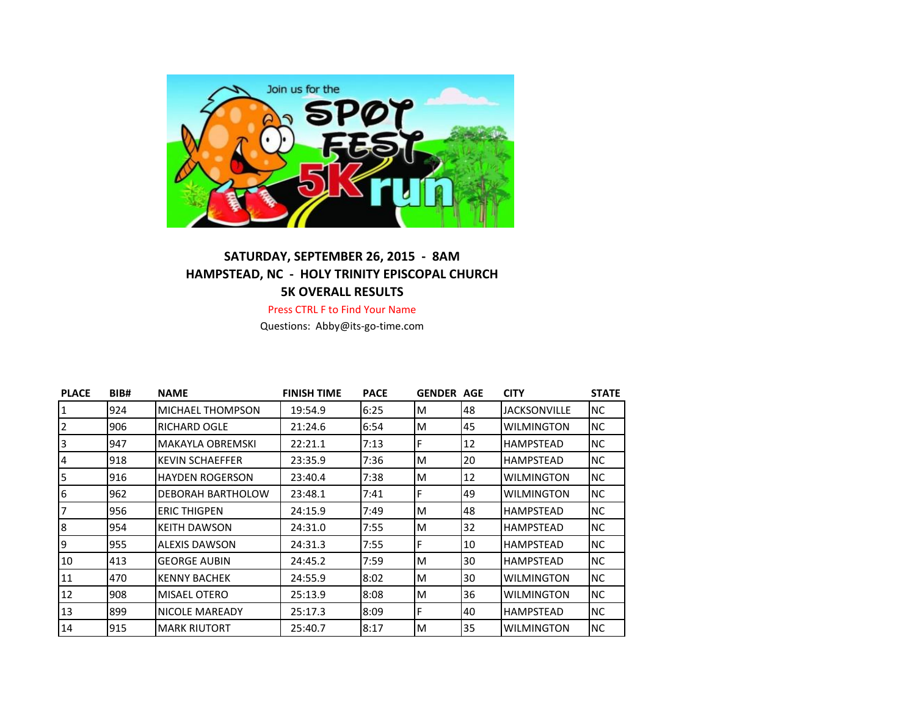**SATURDAY, SEPTEMBER 26, 2015 - 8AM**

**HAMPSTEAD, NC - HOLY TRINITY EPISCOPAL CHURCH**

**5K OVERALL RESULTS**

Press CTRL F to Find Your Name

Questions: Abby@its-go-time.com

| PLACE | BIB# | NAME | FINISH TIME | PACE | GENDER | AGE | CITY | STATE |
|---|---|---|---|---|---|---|---|---|
| 1 | 924 | MICHAEL THOMPSON | 19:54.9 | 6:25 | M | 48 | JACKSONVILLE | NC |
| 2 | 906 | RICHARD OGLE | 21:24.6 | 6:54 | M | 45 | WILMINGTON | NC |
| 3 | 947 | MAKAYLA OBREMSKI | 22:21.1 | 7:13 | F | 12 | HAMPSTEAD | NC |
| 4 | 918 | KEVIN SCHAEFFER | 23:35.9 | 7:36 | M | 20 | HAMPSTEAD | NC |
| 5 | 916 | HAYDEN ROGERSON | 23:40.4 | 7:38 | M | 12 | WILMINGTON | NC |
| 6 | 962 | DEBORAH BARTHOLOW | 23:48.1 | 7:41 | F | 49 | WILMINGTON | NC |
| 7 | 956 | ERIC THIGPEN | 24:15.9 | 7:49 | M | 48 | HAMPSTEAD | NC |
| 8 | 954 | KEITH DAWSON | 24:31.0 | 7:55 | M | 32 | HAMPSTEAD | NC |
| 9 | 955 | ALEXIS DAWSON | 24:31.3 | 7:55 | F | 10 | HAMPSTEAD | NC |
| 10 | 413 | GEORGE AUBIN | 24:45.2 | 7:59 | M | 30 | HAMPSTEAD | NC |
| 11 | 470 | KENNY BACHEK | 24:55.9 | 8:02 | M | 30 | WILMINGTON | NC |
| 12 | 908 | MISAEL OTERO | 25:13.9 | 8:08 | M | 36 | WILMINGTON | NC |
| 13 | 899 | NICOLE MAREADY | 25:17.3 | 8:09 | F | 40 | HAMPSTEAD | NC |
| 14 | 915 | MARK RIUTORT | 25:40.7 | 8:17 | M | 35 | WILMINGTON | NC |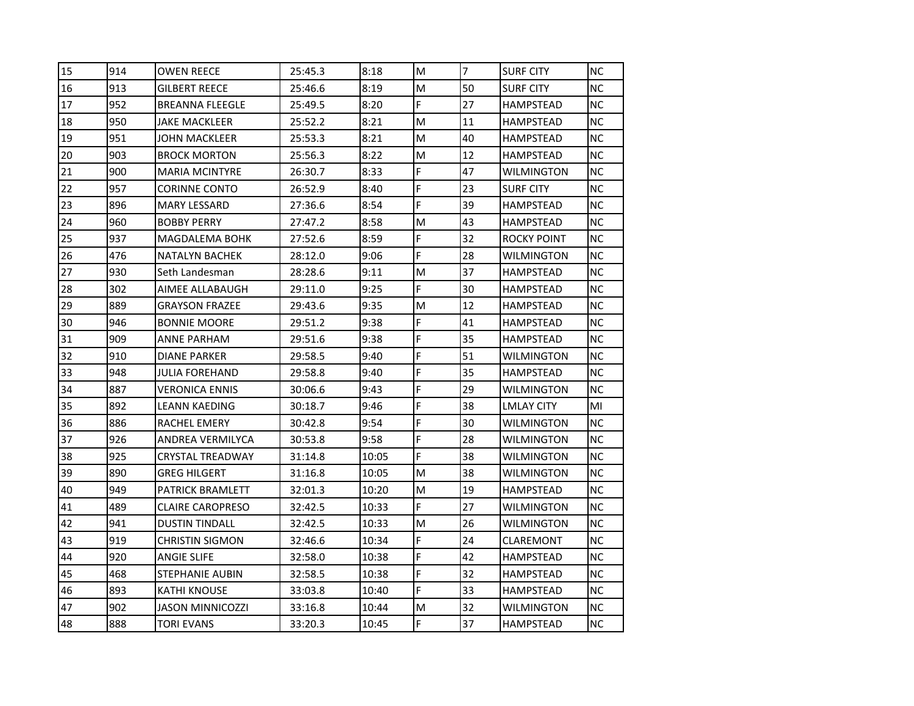| | | | | | | | | |
|---|---|---|---|---|---|---|---|---|
| 15 | 914 | OWEN REECE | 25:45.3 | 8:18 | M | 7 | SURF CITY | NC |
| 16 | 913 | GILBERT REECE | 25:46.6 | 8:19 | M | 50 | SURF CITY | NC |
| 17 | 952 | BREANNA FLEEGLE | 25:49.5 | 8:20 | F | 27 | HAMPSTEAD | NC |
| 18 | 950 | JAKE MACKLEER | 25:52.2 | 8:21 | M | 11 | HAMPSTEAD | NC |
| 19 | 951 | JOHN MACKLEER | 25:53.3 | 8:21 | M | 40 | HAMPSTEAD | NC |
| 20 | 903 | BROCK MORTON | 25:56.3 | 8:22 | M | 12 | HAMPSTEAD | NC |
| 21 | 900 | MARIA MCINTYRE | 26:30.7 | 8:33 | F | 47 | WILMINGTON | NC |
| 22 | 957 | CORINNE CONTO | 26:52.9 | 8:40 | F | 23 | SURF CITY | NC |
| 23 | 896 | MARY LESSARD | 27:36.6 | 8:54 | F | 39 | HAMPSTEAD | NC |
| 24 | 960 | BOBBY PERRY | 27:47.2 | 8:58 | M | 43 | HAMPSTEAD | NC |
| 25 | 937 | MAGDALEMA BOHK | 27:52.6 | 8:59 | F | 32 | ROCKY POINT | NC |
| 26 | 476 | NATALYN BACHEK | 28:12.0 | 9:06 | F | 28 | WILMINGTON | NC |
| 27 | 930 | Seth Landesman | 28:28.6 | 9:11 | M | 37 | HAMPSTEAD | NC |
| 28 | 302 | AIMEE ALLABAUGH | 29:11.0 | 9:25 | F | 30 | HAMPSTEAD | NC |
| 29 | 889 | GRAYSON FRAZEE | 29:43.6 | 9:35 | M | 12 | HAMPSTEAD | NC |
| 30 | 946 | BONNIE MOORE | 29:51.2 | 9:38 | F | 41 | HAMPSTEAD | NC |
| 31 | 909 | ANNE PARHAM | 29:51.6 | 9:38 | F | 35 | HAMPSTEAD | NC |
| 32 | 910 | DIANE PARKER | 29:58.5 | 9:40 | F | 51 | WILMINGTON | NC |
| 33 | 948 | JULIA FOREHAND | 29:58.8 | 9:40 | F | 35 | HAMPSTEAD | NC |
| 34 | 887 | VERONICA ENNIS | 30:06.6 | 9:43 | F | 29 | WILMINGTON | NC |
| 35 | 892 | LEANN KAEDING | 30:18.7 | 9:46 | F | 38 | LMLAY CITY | MI |
| 36 | 886 | RACHEL EMERY | 30:42.8 | 9:54 | F | 30 | WILMINGTON | NC |
| 37 | 926 | ANDREA VERMILYCA | 30:53.8 | 9:58 | F | 28 | WILMINGTON | NC |
| 38 | 925 | CRYSTAL TREADWAY | 31:14.8 | 10:05 | F | 38 | WILMINGTON | NC |
| 39 | 890 | GREG HILGERT | 31:16.8 | 10:05 | M | 38 | WILMINGTON | NC |
| 40 | 949 | PATRICK BRAMLETT | 32:01.3 | 10:20 | M | 19 | HAMPSTEAD | NC |
| 41 | 489 | CLAIRE CAROPRESO | 32:42.5 | 10:33 | F | 27 | WILMINGTON | NC |
| 42 | 941 | DUSTIN TINDALL | 32:42.5 | 10:33 | M | 26 | WILMINGTON | NC |
| 43 | 919 | CHRISTIN SIGMON | 32:46.6 | 10:34 | F | 24 | CLAREMONT | NC |
| 44 | 920 | ANGIE SLIFE | 32:58.0 | 10:38 | F | 42 | HAMPSTEAD | NC |
| 45 | 468 | STEPHANIE AUBIN | 32:58.5 | 10:38 | F | 32 | HAMPSTEAD | NC |
| 46 | 893 | KATHI KNOUSE | 33:03.8 | 10:40 | F | 33 | HAMPSTEAD | NC |
| 47 | 902 | JASON MINNICOZZI | 33:16.8 | 10:44 | M | 32 | WILMINGTON | NC |
| 48 | 888 | TORI EVANS | 33:20.3 | 10:45 | F | 37 | HAMPSTEAD | NC |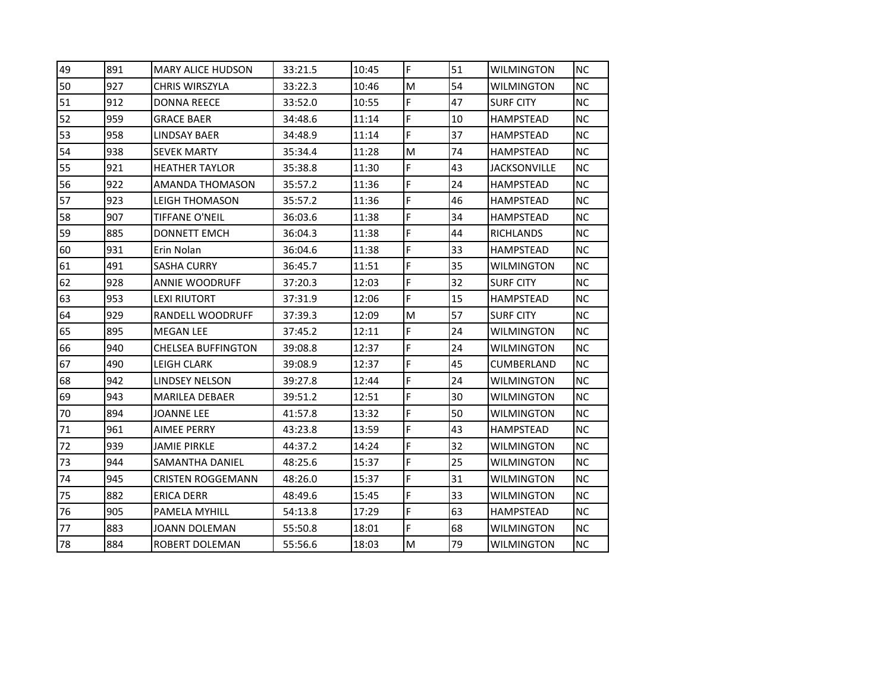| | | | | | | | | |
|---|---|---|---|---|---|---|---|---|
| 49 | 891 | MARY ALICE HUDSON | 33:21.5 | 10:45 | F | 51 | WILMINGTON | NC |
| 50 | 927 | CHRIS WIRSZYLA | 33:22.3 | 10:46 | M | 54 | WILMINGTON | NC |
| 51 | 912 | DONNA REECE | 33:52.0 | 10:55 | F | 47 | SURF CITY | NC |
| 52 | 959 | GRACE BAER | 34:48.6 | 11:14 | F | 10 | HAMPSTEAD | NC |
| 53 | 958 | LINDSAY BAER | 34:48.9 | 11:14 | F | 37 | HAMPSTEAD | NC |
| 54 | 938 | SEVEK MARTY | 35:34.4 | 11:28 | M | 74 | HAMPSTEAD | NC |
| 55 | 921 | HEATHER TAYLOR | 35:38.8 | 11:30 | F | 43 | JACKSONVILLE | NC |
| 56 | 922 | AMANDA THOMASON | 35:57.2 | 11:36 | F | 24 | HAMPSTEAD | NC |
| 57 | 923 | LEIGH THOMASON | 35:57.2 | 11:36 | F | 46 | HAMPSTEAD | NC |
| 58 | 907 | TIFFANE O'NEIL | 36:03.6 | 11:38 | F | 34 | HAMPSTEAD | NC |
| 59 | 885 | DONNETT EMCH | 36:04.3 | 11:38 | F | 44 | RICHLANDS | NC |
| 60 | 931 | Erin Nolan | 36:04.6 | 11:38 | F | 33 | HAMPSTEAD | NC |
| 61 | 491 | SASHA CURRY | 36:45.7 | 11:51 | F | 35 | WILMINGTON | NC |
| 62 | 928 | ANNIE WOODRUFF | 37:20.3 | 12:03 | F | 32 | SURF CITY | NC |
| 63 | 953 | LEXI RIUTORT | 37:31.9 | 12:06 | F | 15 | HAMPSTEAD | NC |
| 64 | 929 | RANDELL WOODRUFF | 37:39.3 | 12:09 | M | 57 | SURF CITY | NC |
| 65 | 895 | MEGAN LEE | 37:45.2 | 12:11 | F | 24 | WILMINGTON | NC |
| 66 | 940 | CHELSEA BUFFINGTON | 39:08.8 | 12:37 | F | 24 | WILMINGTON | NC |
| 67 | 490 | LEIGH CLARK | 39:08.9 | 12:37 | F | 45 | CUMBERLAND | NC |
| 68 | 942 | LINDSEY NELSON | 39:27.8 | 12:44 | F | 24 | WILMINGTON | NC |
| 69 | 943 | MARILEA DEBAER | 39:51.2 | 12:51 | F | 30 | WILMINGTON | NC |
| 70 | 894 | JOANNE LEE | 41:57.8 | 13:32 | F | 50 | WILMINGTON | NC |
| 71 | 961 | AIMEE PERRY | 43:23.8 | 13:59 | F | 43 | HAMPSTEAD | NC |
| 72 | 939 | JAMIE PIRKLE | 44:37.2 | 14:24 | F | 32 | WILMINGTON | NC |
| 73 | 944 | SAMANTHA DANIEL | 48:25.6 | 15:37 | F | 25 | WILMINGTON | NC |
| 74 | 945 | CRISTEN ROGGEMANN | 48:26.0 | 15:37 | F | 31 | WILMINGTON | NC |
| 75 | 882 | ERICA DERR | 48:49.6 | 15:45 | F | 33 | WILMINGTON | NC |
| 76 | 905 | PAMELA MYHILL | 54:13.8 | 17:29 | F | 63 | HAMPSTEAD | NC |
| 77 | 883 | JOANN DOLEMAN | 55:50.8 | 18:01 | F | 68 | WILMINGTON | NC |
| 78 | 884 | ROBERT DOLEMAN | 55:56.6 | 18:03 | M | 79 | WILMINGTON | NC |